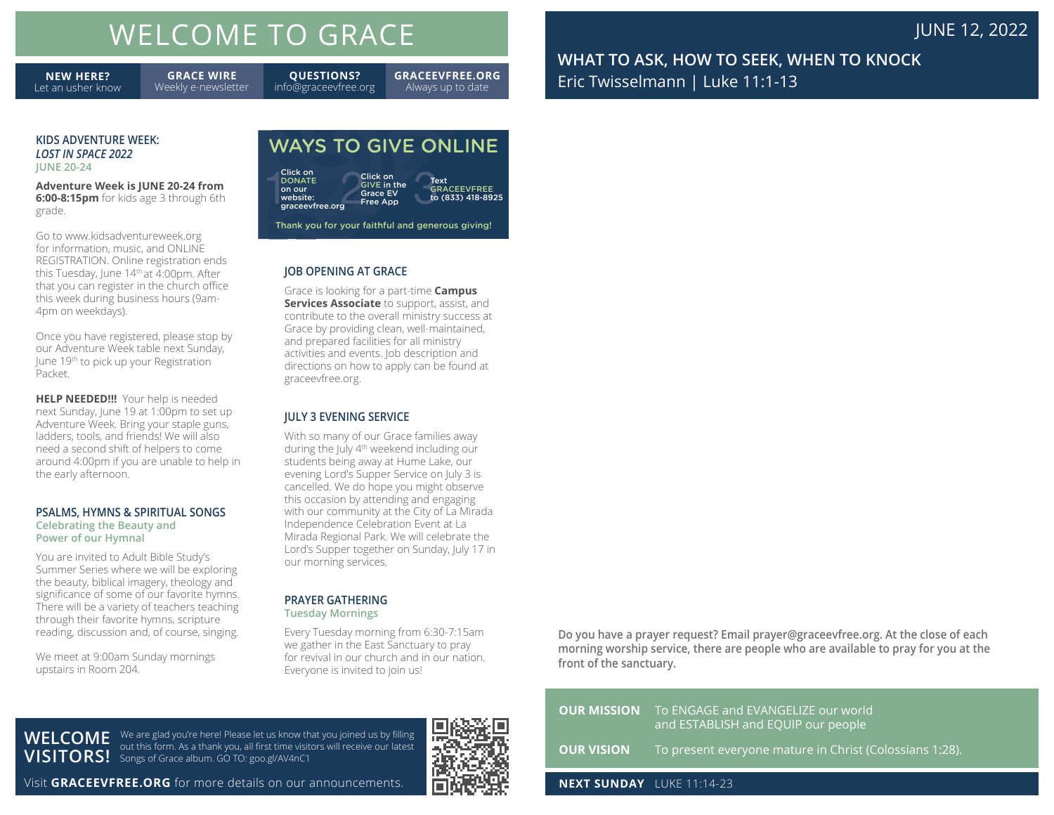# WELCOME TO GRACE

| NEW HERE? | GRACE WIRE | QUESTIONS? | GRACEEVFREE.ORG |
|---|---|---|---|
| Let an usher know | Weekly e-newsletter | info@graceevfree.org | Always up to date |

### KIDS ADVENTURE WEEK: *LOST IN SPACE 2022*

JUNE 20-24

**Adventure Week is JUNE 20-24 from 6:00-8:15pm** for kids age 3 through 6th grade.

Go to www.kidsadventureweek.org for information, music, and ONLINE REGISTRATION. Online registration ends this Tuesday, June 14th at 4:00pm. After that you can register in the church office this week during business hours (9am-4pm on weekdays).

Once you have registered, please stop by our Adventure Week table next Sunday, June 19th to pick up your Registration Packet.

**HELP NEEDED!!!** Your help is needed next Sunday, June 19 at 1:00pm to set up Adventure Week. Bring your staple guns, ladders, tools, and friends! We will also need a second shift of helpers to come around 4:00pm if you are unable to help in the early afternoon.

### PSALMS, HYMNS & SPIRITUAL SONGS

Celebrating the Beauty and Power of our Hymnal

You are invited to Adult Bible Study's Summer Series where we will be exploring the beauty, biblical imagery, theology and significance of some of our favorite hymns. There will be a variety of teachers teaching through their favorite hymns, scripture reading, discussion and, of course, singing.

We meet at 9:00am Sunday mornings upstairs in Room 204.

## WAYS TO GIVE ONLINE

1. Click on DONATE on our website: graceevfree.org
2. Click on GIVE in the Grace EV Free App
3. Text GRACEEVFREE to (833) 418-8925

Thank you for your faithful and generous giving!

### JOB OPENING AT GRACE

Grace is looking for a part-time **Campus Services Associate** to support, assist, and contribute to the overall ministry success at Grace by providing clean, well-maintained, and prepared facilities for all ministry activities and events. Job description and directions on how to apply can be found at graceevfree.org.

### JULY 3 EVENING SERVICE

With so many of our Grace families away during the July 4th weekend including our students being away at Hume Lake, our evening Lord's Supper Service on July 3 is cancelled. We do hope you might observe this occasion by attending and engaging with our community at the City of La Mirada Independence Celebration Event at La Mirada Regional Park. We will celebrate the Lord's Supper together on Sunday, July 17 in our morning services.

### PRAYER GATHERING

Tuesday Mornings

Every Tuesday morning from 6:30-7:15am we gather in the East Sanctuary to pray for revival in our church and in our nation. Everyone is invited to join us!

## WELCOME VISITORS!

We are glad you're here! Please let us know that you joined us by filling out this form. As a thank you, all first time visitors will receive our latest Songs of Grace album. GO TO: goo.gl/AV4nC1

Visit **GRACEEVFREE.ORG** for more details on our announcements.

JUNE 12, 2022

## WHAT TO ASK, HOW TO SEEK, WHEN TO KNOCK

Eric Twisselmann | Luke 11:1-13

**Do you have a prayer request? Email prayer@graceevfree.org. At the close of each morning worship service, there are people who are available to pray for you at the front of the sanctuary.**

**OUR MISSION** To ENGAGE and EVANGELIZE our world and ESTABLISH and EQUIP our people

**OUR VISION** To present everyone mature in Christ (Colossians 1:28).

**NEXT SUNDAY** LUKE 11:14-23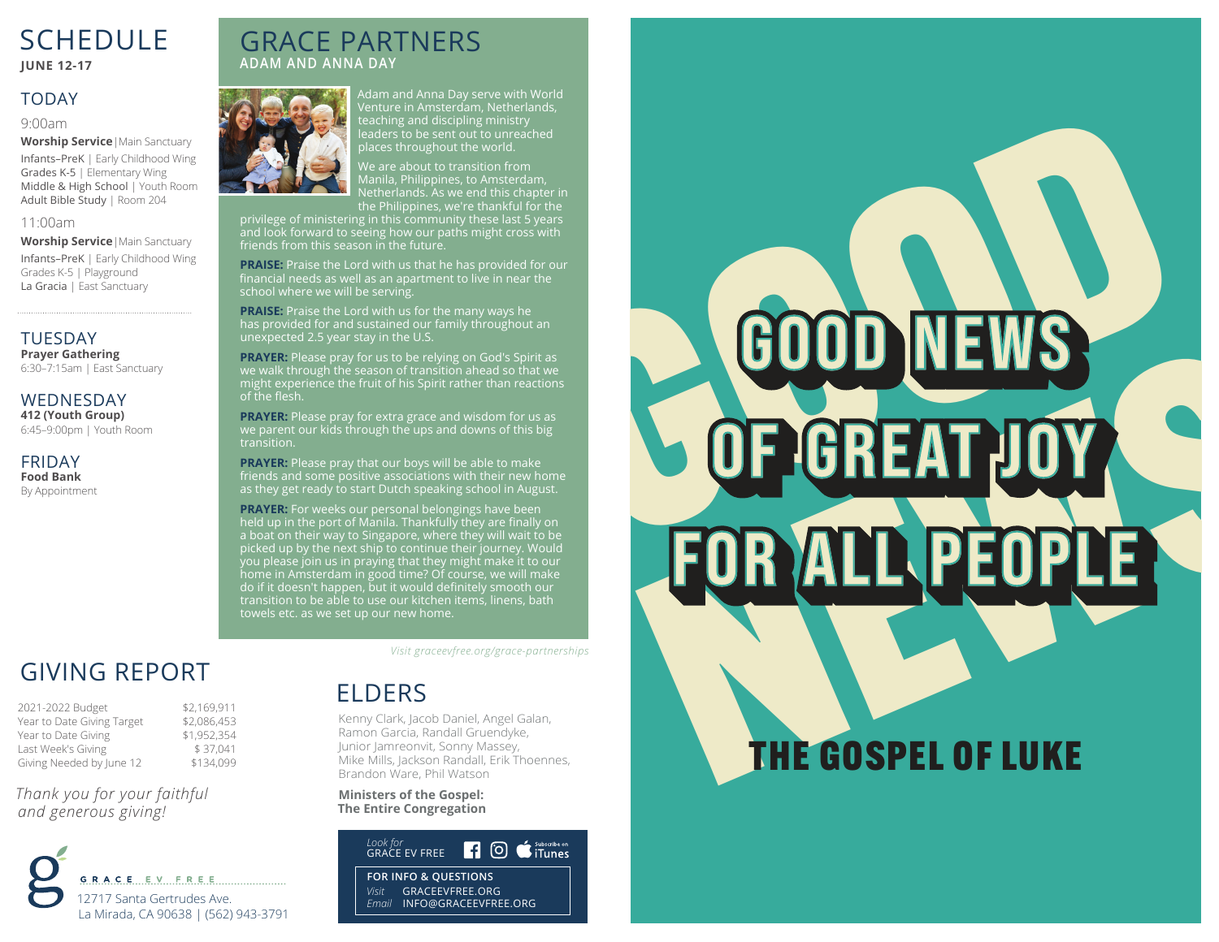# SCHEDULE

**JUNE 12-17**

## TODAY

9:00am

**Worship Service** | Main Sanctuary

Infants–PreK | Early Childhood Wing
Grades K-5 | Elementary Wing
Middle & High School | Youth Room
Adult Bible Study | Room 204

11:00am

**Worship Service** | Main Sanctuary

Infants–PreK | Early Childhood Wing
Grades K-5 | Playground
La Gracia | East Sanctuary

## TUESDAY

**Prayer Gathering**
6:30–7:15am | East Sanctuary

## WEDNESDAY

**412 (Youth Group)**
6:45–9:00pm | Youth Room

## FRIDAY

**Food Bank**
By Appointment

# GRACE PARTNERS

## ADAM AND ANNA DAY

Adam and Anna Day serve with World Venture in Amsterdam, Netherlands, teaching and discipling ministry leaders to be sent out to unreached places throughout the world.

We are about to transition from Manila, Philippines, to Amsterdam, Netherlands. As we end this chapter in the Philippines, we're thankful for the privilege of ministering in this community these last 5 years and look forward to seeing how our paths might cross with friends from this season in the future.

**PRAISE:** Praise the Lord with us that he has provided for our financial needs as well as an apartment to live in near the school where we will be serving.

**PRAISE:** Praise the Lord with us for the many ways he has provided for and sustained our family throughout an unexpected 2.5 year stay in the U.S.

**PRAYER:** Please pray for us to be relying on God's Spirit as we walk through the season of transition ahead so that we might experience the fruit of his Spirit rather than reactions of the flesh.

**PRAYER:** Please pray for extra grace and wisdom for us as we parent our kids through the ups and downs of this big transition.

**PRAYER:** Please pray that our boys will be able to make friends and some positive associations with their new home as they get ready to start Dutch speaking school in August.

**PRAYER:** For weeks our personal belongings have been held up in the port of Manila. Thankfully they are finally on a boat on their way to Singapore, where they will wait to be picked up by the next ship to continue their journey. Would you please join us in praying that they might make it to our home in Amsterdam in good time? Of course, we will make do if it doesn't happen, but it would definitely smooth our transition to be able to use our kitchen items, linens, bath towels etc. as we set up our new home.

*Visit graceevfree.org/grace-partnerships*

# GIVING REPORT

| | |
|---|---|
| 2021-2022 Budget | $2,169,911 |
| Year to Date Giving Target | $2,086,453 |
| Year to Date Giving | $1,952,354 |
| Last Week's Giving | $ 37,041 |
| Giving Needed by June 12 | $134,099 |

*Thank you for your faithful and generous giving!*

GRACE EV FREE
12717 Santa Gertrudes Ave.
La Mirada, CA 90638 | (562) 943-3791

# ELDERS

Kenny Clark, Jacob Daniel, Angel Galan, Ramon Garcia, Randall Gruendyke, Junior Jamreonvit, Sonny Massey, Mike Mills, Jackson Randall, Erik Thoennes, Brandon Ware, Phil Watson

**Ministers of the Gospel: The Entire Congregation**

*Look for* GRACE EV FREE — Subscribe on iTunes

**FOR INFO & QUESTIONS**
*Visit* GRACEEVFREE.ORG
*Email* INFO@GRACEEVFREE.ORG

# GOOD NEWS OF GREAT JOY FOR ALL PEOPLE

## THE GOSPEL OF LUKE